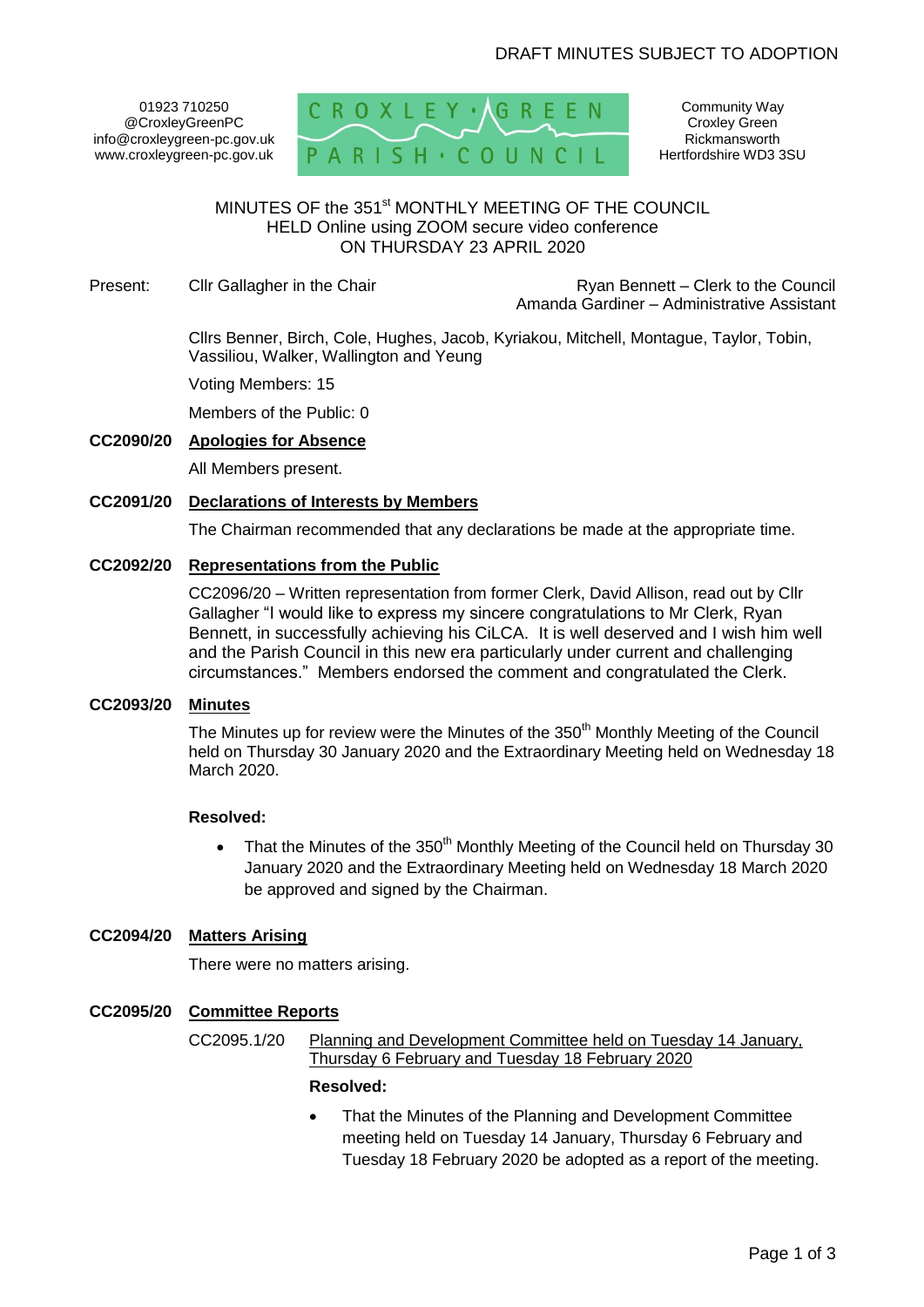DRAFT MINUTES SUBJECT TO ADOPTION

01923 710250
@CroxleyGreenPC
info@croxleygreen-pc.gov.uk
www.croxleygreen-pc.gov.uk

CROXLEY GREEN PARISH COUNCIL

Community Way
Croxley Green
Rickmansworth
Hertfordshire WD3 3SU

# MINUTES OF the 351st MONTHLY MEETING OF THE COUNCIL HELD Online using ZOOM secure video conference ON THURSDAY 23 APRIL 2020

Present: Cllr Gallagher in the Chair

Ryan Bennett – Clerk to the Council
Amanda Gardiner – Administrative Assistant

Cllrs Benner, Birch, Cole, Hughes, Jacob, Kyriakou, Mitchell, Montague, Taylor, Tobin, Vassiliou, Walker, Wallington and Yeung

Voting Members: 15

Members of the Public: 0

**CC2090/20 Apologies for Absence**

All Members present.

**CC2091/20 Declarations of Interests by Members**

The Chairman recommended that any declarations be made at the appropriate time.

**CC2092/20 Representations from the Public**

CC2096/20 – Written representation from former Clerk, David Allison, read out by Cllr Gallagher "I would like to express my sincere congratulations to Mr Clerk, Ryan Bennett, in successfully achieving his CiLCA. It is well deserved and I wish him well and the Parish Council in this new era particularly under current and challenging circumstances." Members endorsed the comment and congratulated the Clerk.

**CC2093/20 Minutes**

The Minutes up for review were the Minutes of the 350th Monthly Meeting of the Council held on Thursday 30 January 2020 and the Extraordinary Meeting held on Wednesday 18 March 2020.

**Resolved:**

- That the Minutes of the 350th Monthly Meeting of the Council held on Thursday 30 January 2020 and the Extraordinary Meeting held on Wednesday 18 March 2020 be approved and signed by the Chairman.

**CC2094/20 Matters Arising**

There were no matters arising.

**CC2095/20 Committee Reports**

CC2095.1/20 Planning and Development Committee held on Tuesday 14 January, Thursday 6 February and Tuesday 18 February 2020

**Resolved:**

- That the Minutes of the Planning and Development Committee meeting held on Tuesday 14 January, Thursday 6 February and Tuesday 18 February 2020 be adopted as a report of the meeting.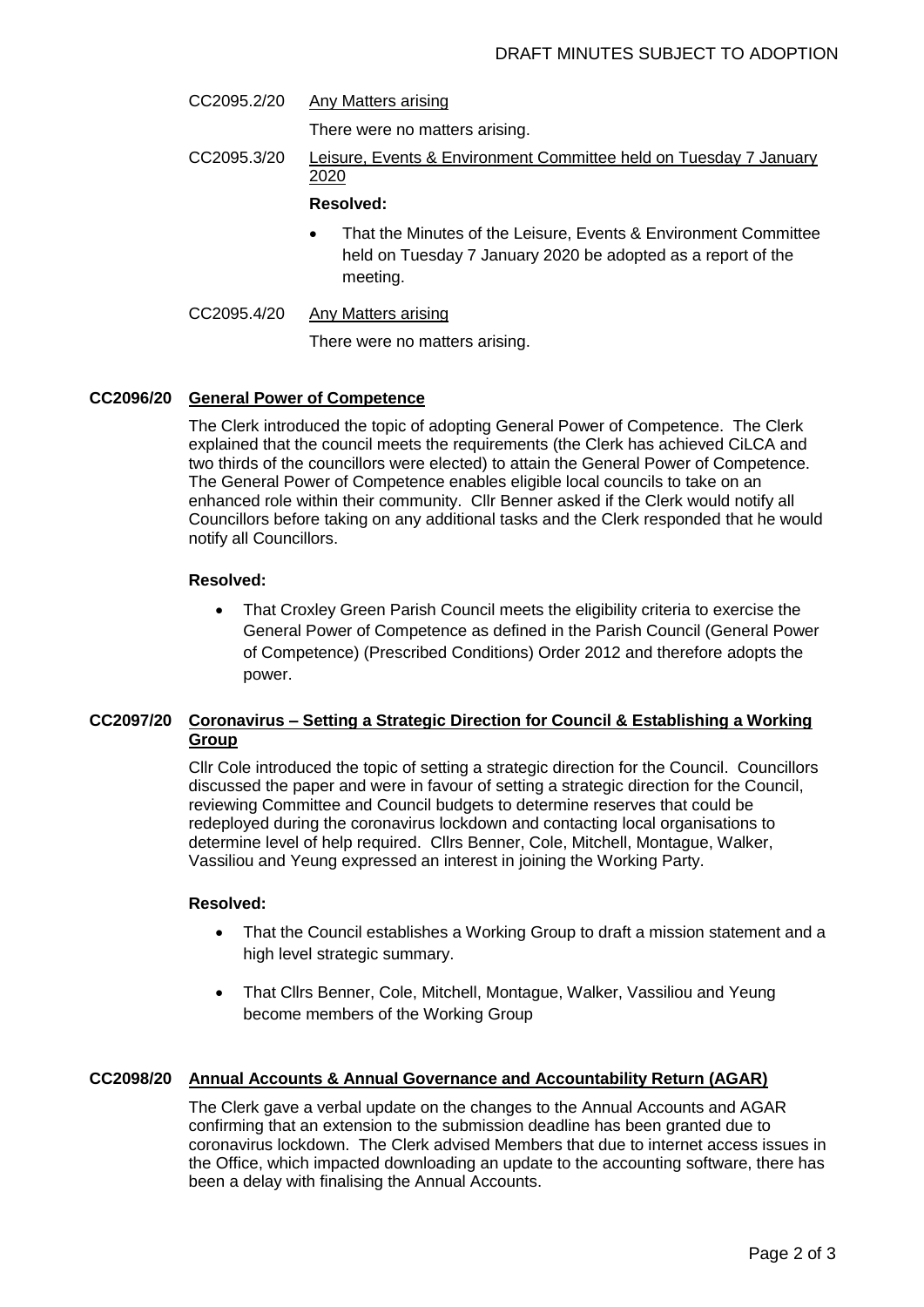DRAFT MINUTES SUBJECT TO ADOPTION

CC2095.2/20 Any Matters arising

There were no matters arising.

CC2095.3/20 Leisure, Events & Environment Committee held on Tuesday 7 January 2020

**Resolved:**

- That the Minutes of the Leisure, Events & Environment Committee held on Tuesday 7 January 2020 be adopted as a report of the meeting.

CC2095.4/20 Any Matters arising

There were no matters arising.

## CC2096/20 General Power of Competence

The Clerk introduced the topic of adopting General Power of Competence. The Clerk explained that the council meets the requirements (the Clerk has achieved CiLCA and two thirds of the councillors were elected) to attain the General Power of Competence. The General Power of Competence enables eligible local councils to take on an enhanced role within their community. Cllr Benner asked if the Clerk would notify all Councillors before taking on any additional tasks and the Clerk responded that he would notify all Councillors.

**Resolved:**

- That Croxley Green Parish Council meets the eligibility criteria to exercise the General Power of Competence as defined in the Parish Council (General Power of Competence) (Prescribed Conditions) Order 2012 and therefore adopts the power.

## CC2097/20 Coronavirus – Setting a Strategic Direction for Council & Establishing a Working Group

Cllr Cole introduced the topic of setting a strategic direction for the Council. Councillors discussed the paper and were in favour of setting a strategic direction for the Council, reviewing Committee and Council budgets to determine reserves that could be redeployed during the coronavirus lockdown and contacting local organisations to determine level of help required. Cllrs Benner, Cole, Mitchell, Montague, Walker, Vassiliou and Yeung expressed an interest in joining the Working Party.

**Resolved:**

- That the Council establishes a Working Group to draft a mission statement and a high level strategic summary.
- That Cllrs Benner, Cole, Mitchell, Montague, Walker, Vassiliou and Yeung become members of the Working Group

## CC2098/20 Annual Accounts & Annual Governance and Accountability Return (AGAR)

The Clerk gave a verbal update on the changes to the Annual Accounts and AGAR confirming that an extension to the submission deadline has been granted due to coronavirus lockdown. The Clerk advised Members that due to internet access issues in the Office, which impacted downloading an update to the accounting software, there has been a delay with finalising the Annual Accounts.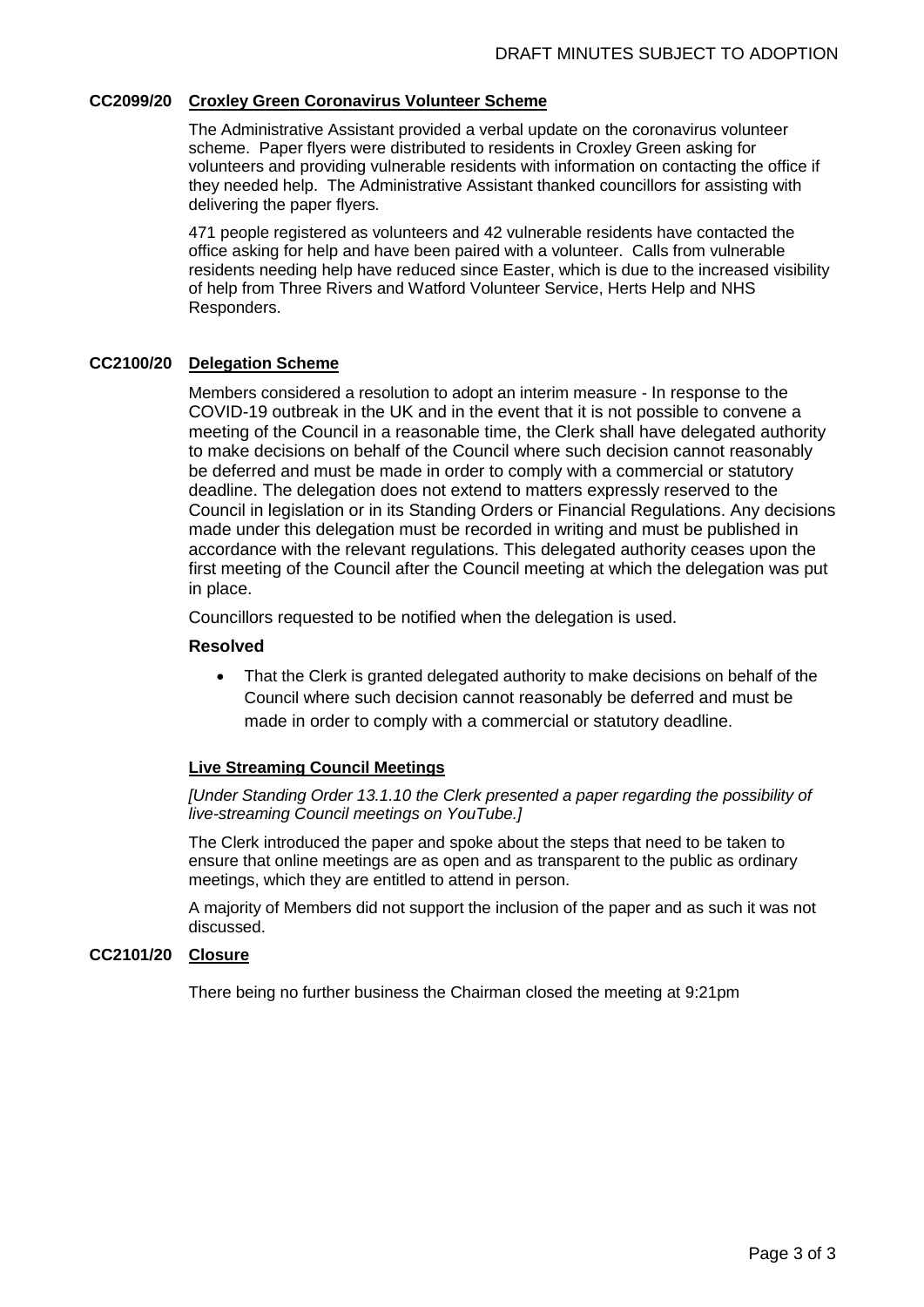DRAFT MINUTES SUBJECT TO ADOPTION

**CC2099/20 Croxley Green Coronavirus Volunteer Scheme**

The Administrative Assistant provided a verbal update on the coronavirus volunteer scheme. Paper flyers were distributed to residents in Croxley Green asking for volunteers and providing vulnerable residents with information on contacting the office if they needed help. The Administrative Assistant thanked councillors for assisting with delivering the paper flyers.

471 people registered as volunteers and 42 vulnerable residents have contacted the office asking for help and have been paired with a volunteer. Calls from vulnerable residents needing help have reduced since Easter, which is due to the increased visibility of help from Three Rivers and Watford Volunteer Service, Herts Help and NHS Responders.

**CC2100/20 Delegation Scheme**

Members considered a resolution to adopt an interim measure - In response to the COVID-19 outbreak in the UK and in the event that it is not possible to convene a meeting of the Council in a reasonable time, the Clerk shall have delegated authority to make decisions on behalf of the Council where such decision cannot reasonably be deferred and must be made in order to comply with a commercial or statutory deadline. The delegation does not extend to matters expressly reserved to the Council in legislation or in its Standing Orders or Financial Regulations. Any decisions made under this delegation must be recorded in writing and must be published in accordance with the relevant regulations. This delegated authority ceases upon the first meeting of the Council after the Council meeting at which the delegation was put in place.

Councillors requested to be notified when the delegation is used.

**Resolved**

- That the Clerk is granted delegated authority to make decisions on behalf of the Council where such decision cannot reasonably be deferred and must be made in order to comply with a commercial or statutory deadline.

**Live Streaming Council Meetings**

*[Under Standing Order 13.1.10 the Clerk presented a paper regarding the possibility of live-streaming Council meetings on YouTube.]*

The Clerk introduced the paper and spoke about the steps that need to be taken to ensure that online meetings are as open and as transparent to the public as ordinary meetings, which they are entitled to attend in person.

A majority of Members did not support the inclusion of the paper and as such it was not discussed.

**CC2101/20 Closure**

There being no further business the Chairman closed the meeting at 9:21pm